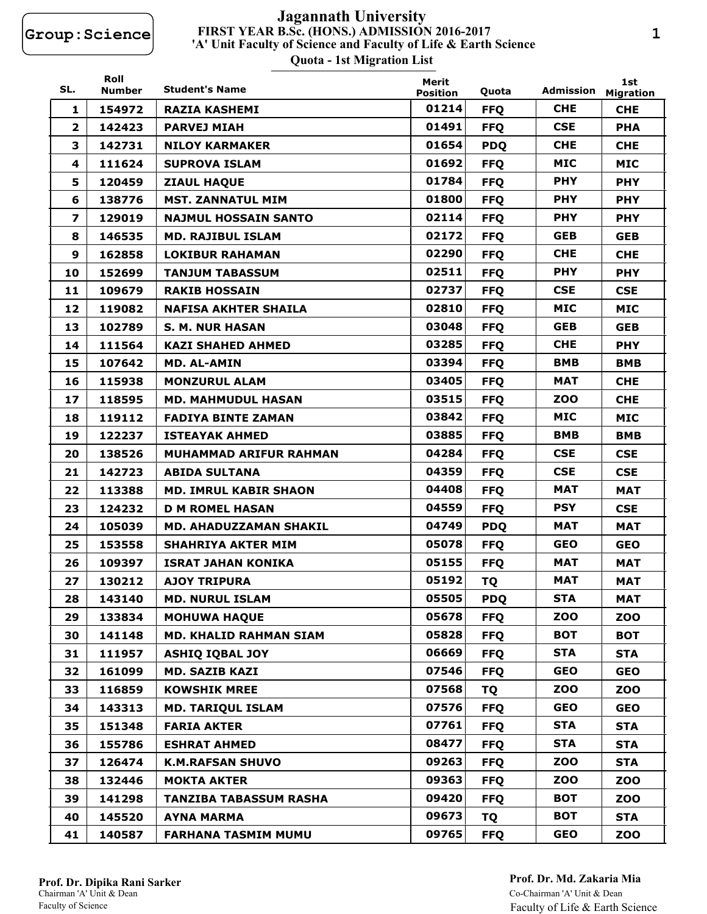Group:Science

# Jagannath University

## FIRST YEAR B.Sc. (HONS.) ADMISSION 2016-2017

### 'A' Unit Faculty of Science and Faculty of Life & Earth Science

### Quota - 1st Migration List

| SL. | Roll Number | Student's Name | Merit Position | Quota | Admission | 1st Migration |
|---|---|---|---|---|---|---|
| 1 | 154972 | RAZIA KASHEMI | 01214 | FFQ | CHE | CHE |
| 2 | 142423 | PARVEJ MIAH | 01491 | FFQ | CSE | PHA |
| 3 | 142731 | NILOY KARMAKER | 01654 | PDQ | CHE | CHE |
| 4 | 111624 | SUPROVA ISLAM | 01692 | FFQ | MIC | MIC |
| 5 | 120459 | ZIAUL HAQUE | 01784 | FFQ | PHY | PHY |
| 6 | 138776 | MST. ZANNATUL MIM | 01800 | FFQ | PHY | PHY |
| 7 | 129019 | NAJMUL HOSSAIN SANTO | 02114 | FFQ | PHY | PHY |
| 8 | 146535 | MD. RAJIBUL ISLAM | 02172 | FFQ | GEB | GEB |
| 9 | 162858 | LOKIBUR RAHAMAN | 02290 | FFQ | CHE | CHE |
| 10 | 152699 | TANJUM TABASSUM | 02511 | FFQ | PHY | PHY |
| 11 | 109679 | RAKIB HOSSAIN | 02737 | FFQ | CSE | CSE |
| 12 | 119082 | NAFISA AKHTER SHAILA | 02810 | FFQ | MIC | MIC |
| 13 | 102789 | S. M. NUR HASAN | 03048 | FFQ | GEB | GEB |
| 14 | 111564 | KAZI SHAHED AHMED | 03285 | FFQ | CHE | PHY |
| 15 | 107642 | MD. AL-AMIN | 03394 | FFQ | BMB | BMB |
| 16 | 115938 | MONZURUL ALAM | 03405 | FFQ | MAT | CHE |
| 17 | 118595 | MD. MAHMUDUL HASAN | 03515 | FFQ | ZOO | CHE |
| 18 | 119112 | FADIYA BINTE ZAMAN | 03842 | FFQ | MIC | MIC |
| 19 | 122237 | ISTEAYAK AHMED | 03885 | FFQ | BMB | BMB |
| 20 | 138526 | MUHAMMAD ARIFUR RAHMAN | 04284 | FFQ | CSE | CSE |
| 21 | 142723 | ABIDA SULTANA | 04359 | FFQ | CSE | CSE |
| 22 | 113388 | MD. IMRUL KABIR SHAON | 04408 | FFQ | MAT | MAT |
| 23 | 124232 | D M ROMEL HASAN | 04559 | FFQ | PSY | CSE |
| 24 | 105039 | MD. AHADUZZAMAN SHAKIL | 04749 | PDQ | MAT | MAT |
| 25 | 153558 | SHAHRIYA AKTER MIM | 05078 | FFQ | GEO | GEO |
| 26 | 109397 | ISRAT JAHAN KONIKA | 05155 | FFQ | MAT | MAT |
| 27 | 130212 | AJOY TRIPURA | 05192 | TQ | MAT | MAT |
| 28 | 143140 | MD. NURUL ISLAM | 05505 | PDQ | STA | MAT |
| 29 | 133834 | MOHUWA HAQUE | 05678 | FFQ | ZOO | ZOO |
| 30 | 141148 | MD. KHALID RAHMAN SIAM | 05828 | FFQ | BOT | BOT |
| 31 | 111957 | ASHIQ IQBAL JOY | 06669 | FFQ | STA | STA |
| 32 | 161099 | MD. SAZIB KAZI | 07546 | FFQ | GEO | GEO |
| 33 | 116859 | KOWSHIK MREE | 07568 | TQ | ZOO | ZOO |
| 34 | 143313 | MD. TARIQUL ISLAM | 07576 | FFQ | GEO | GEO |
| 35 | 151348 | FARIA AKTER | 07761 | FFQ | STA | STA |
| 36 | 155786 | ESHRAT AHMED | 08477 | FFQ | STA | STA |
| 37 | 126474 | K.M.RAFSAN SHUVO | 09263 | FFQ | ZOO | STA |
| 38 | 132446 | MOKTA AKTER | 09363 | FFQ | ZOO | ZOO |
| 39 | 141298 | TANZIBA TABASSUM RASHA | 09420 | FFQ | BOT | ZOO |
| 40 | 145520 | AYNA MARMA | 09673 | TQ | BOT | STA |
| 41 | 140587 | FARHANA TASMIM MUMU | 09765 | FFQ | GEO | ZOO |

**Prof. Dr. Dipika Rani Sarker**
Chairman 'A' Unit & Dean
Faculty of Science

**Prof. Dr. Md. Zakaria Mia**
Co-Chairman 'A' Unit & Dean
Faculty of Life & Earth Science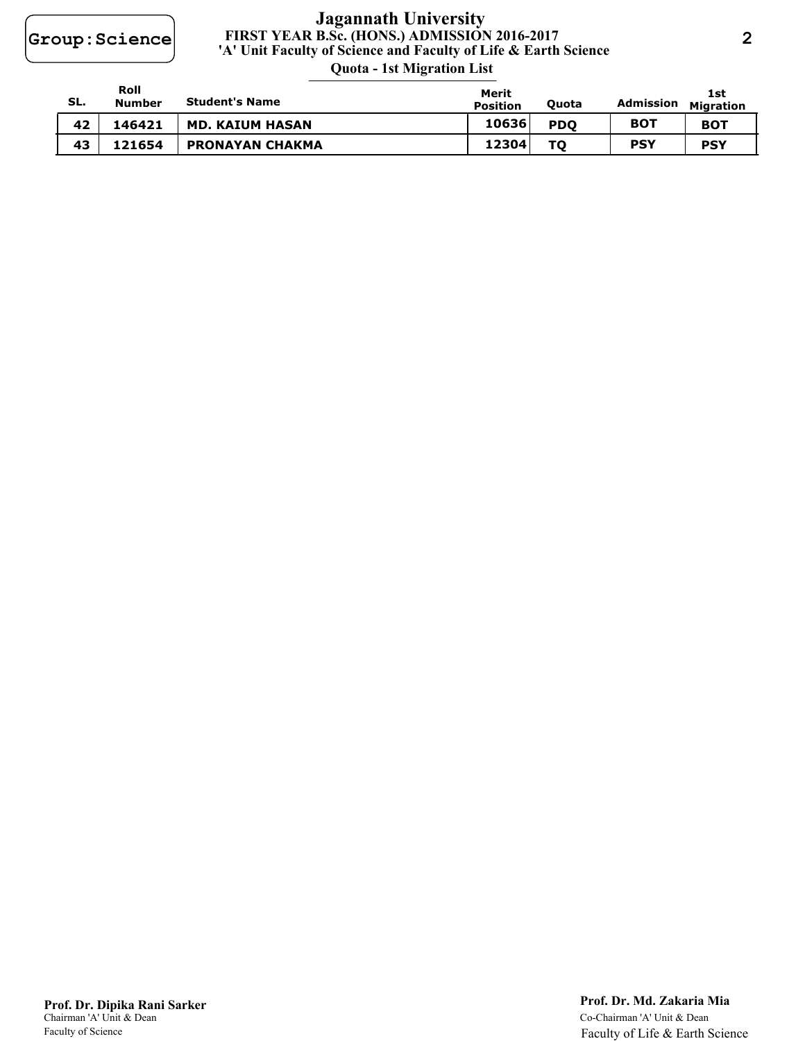Group:Science

# Jagannath University

**FIRST YEAR B.Sc. (HONS.) ADMISSION 2016-2017**

**'A' Unit Faculty of Science and Faculty of Life & Earth Science**

**Quota - 1st Migration List**

| SL. | Roll Number | Student's Name | Merit Position | Quota | Admission | 1st Migration |
|---|---|---|---|---|---|---|
| 42 | 146421 | MD. KAIUM HASAN | 10636 | PDQ | BOT | BOT |
| 43 | 121654 | PRONAYAN CHAKMA | 12304 | TQ | PSY | PSY |

**Prof. Dr. Dipika Rani Sarker**
Chairman 'A' Unit & Dean
Faculty of Science

**Prof. Dr. Md. Zakaria Mia**
Co-Chairman 'A' Unit & Dean
Faculty of Life & Earth Science